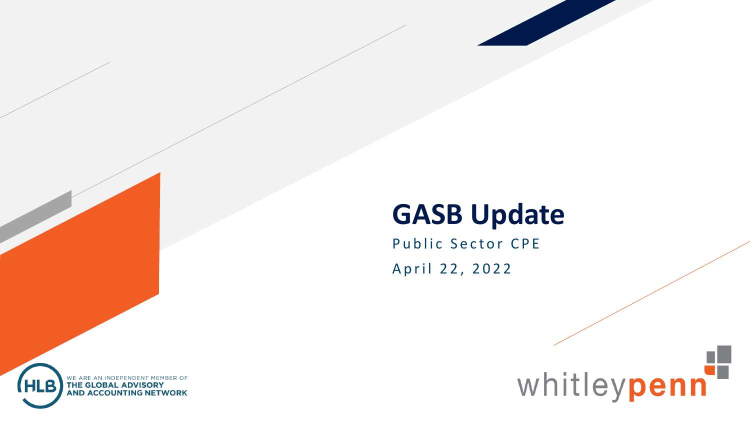# GASB Update

Public Sector CPE

April 22, 2022

WE ARE AN INDEPENDENT MEMBER OF
**THE GLOBAL ADVISORY AND ACCOUNTING NETWORK**

whitleypenn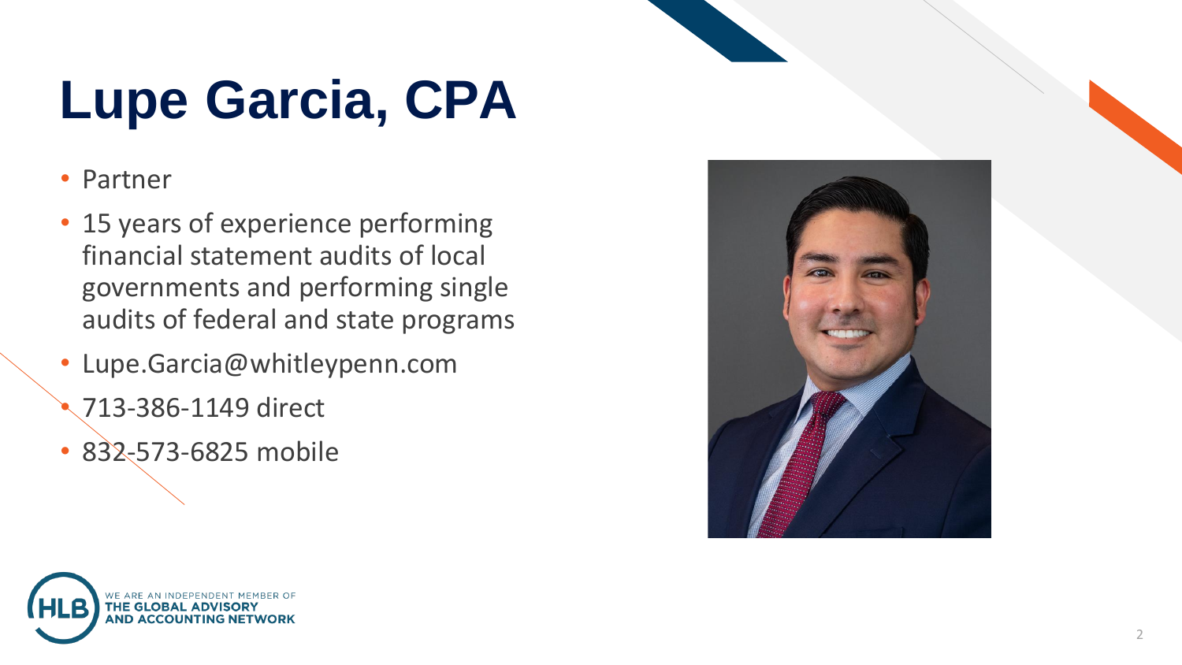# Lupe Garcia, CPA

- Partner
- 15 years of experience performing financial statement audits of local governments and performing single audits of federal and state programs
- Lupe.Garcia@whitleypenn.com
- 713-386-1149 direct
- 832-573-6825 mobile

WE ARE AN INDEPENDENT MEMBER OF THE GLOBAL ADVISORY AND ACCOUNTING NETWORK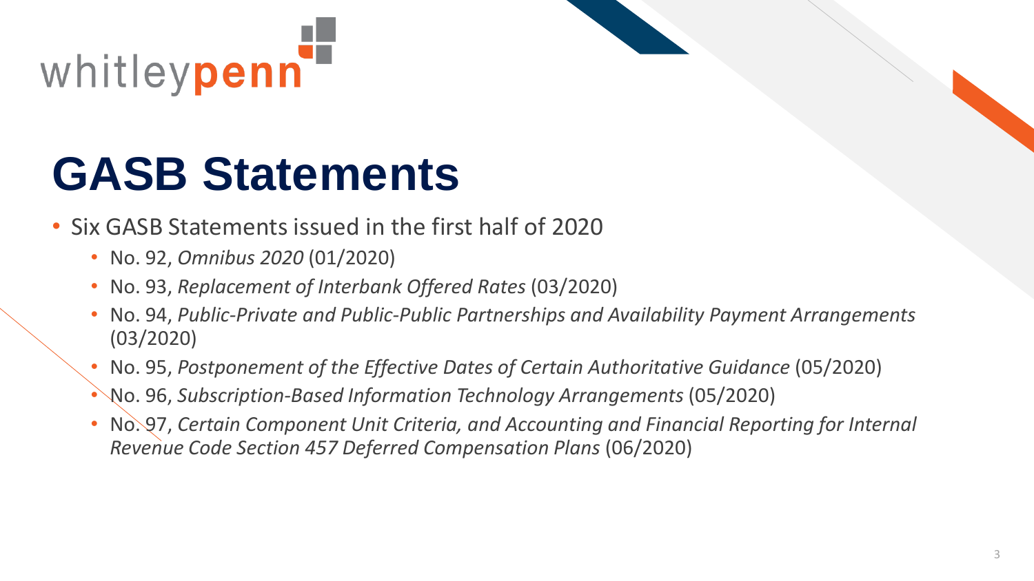# GASB Statements

- Six GASB Statements issued in the first half of 2020
  - No. 92, *Omnibus 2020* (01/2020)
  - No. 93, *Replacement of Interbank Offered Rates* (03/2020)
  - No. 94, *Public-Private and Public-Public Partnerships and Availability Payment Arrangements* (03/2020)
  - No. 95, *Postponement of the Effective Dates of Certain Authoritative Guidance* (05/2020)
  - No. 96, *Subscription-Based Information Technology Arrangements* (05/2020)
  - No. 97, *Certain Component Unit Criteria, and Accounting and Financial Reporting for Internal Revenue Code Section 457 Deferred Compensation Plans* (06/2020)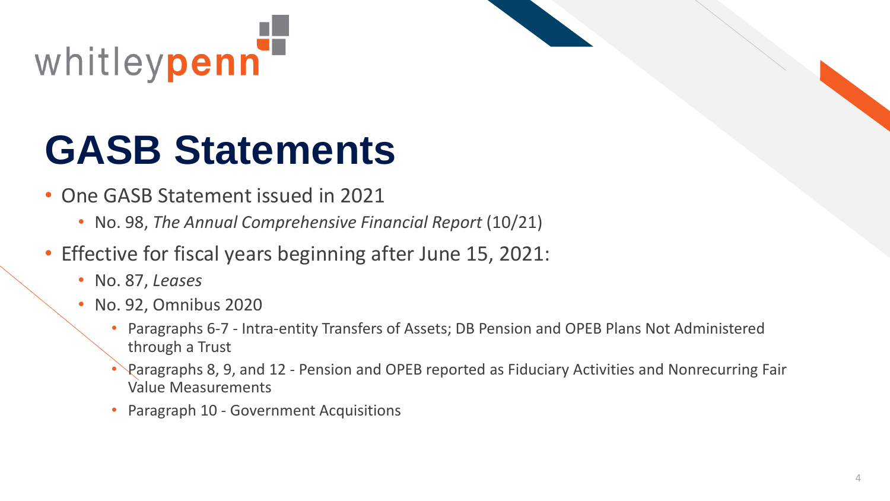# GASB Statements

- One GASB Statement issued in 2021
  - No. 98, *The Annual Comprehensive Financial Report* (10/21)
- Effective for fiscal years beginning after June 15, 2021:
  - No. 87, *Leases*
  - No. 92, Omnibus 2020
    - Paragraphs 6-7 - Intra-entity Transfers of Assets; DB Pension and OPEB Plans Not Administered through a Trust
    - Paragraphs 8, 9, and 12 - Pension and OPEB reported as Fiduciary Activities and Nonrecurring Fair Value Measurements
    - Paragraph 10 - Government Acquisitions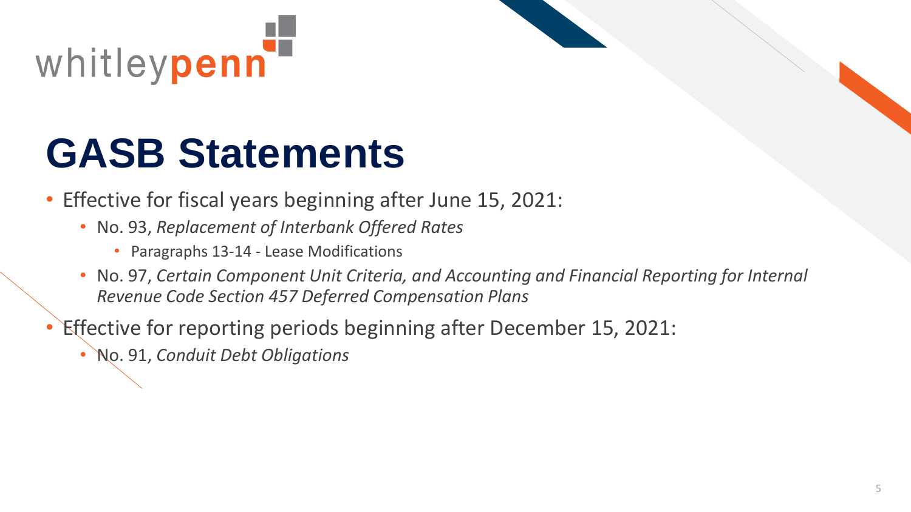# GASB Statements

- Effective for fiscal years beginning after June 15, 2021:
  - No. 93, *Replacement of Interbank Offered Rates*
    - Paragraphs 13-14 - Lease Modifications
  - No. 97, *Certain Component Unit Criteria, and Accounting and Financial Reporting for Internal Revenue Code Section 457 Deferred Compensation Plans*
- Effective for reporting periods beginning after December 15, 2021:
  - No. 91, *Conduit Debt Obligations*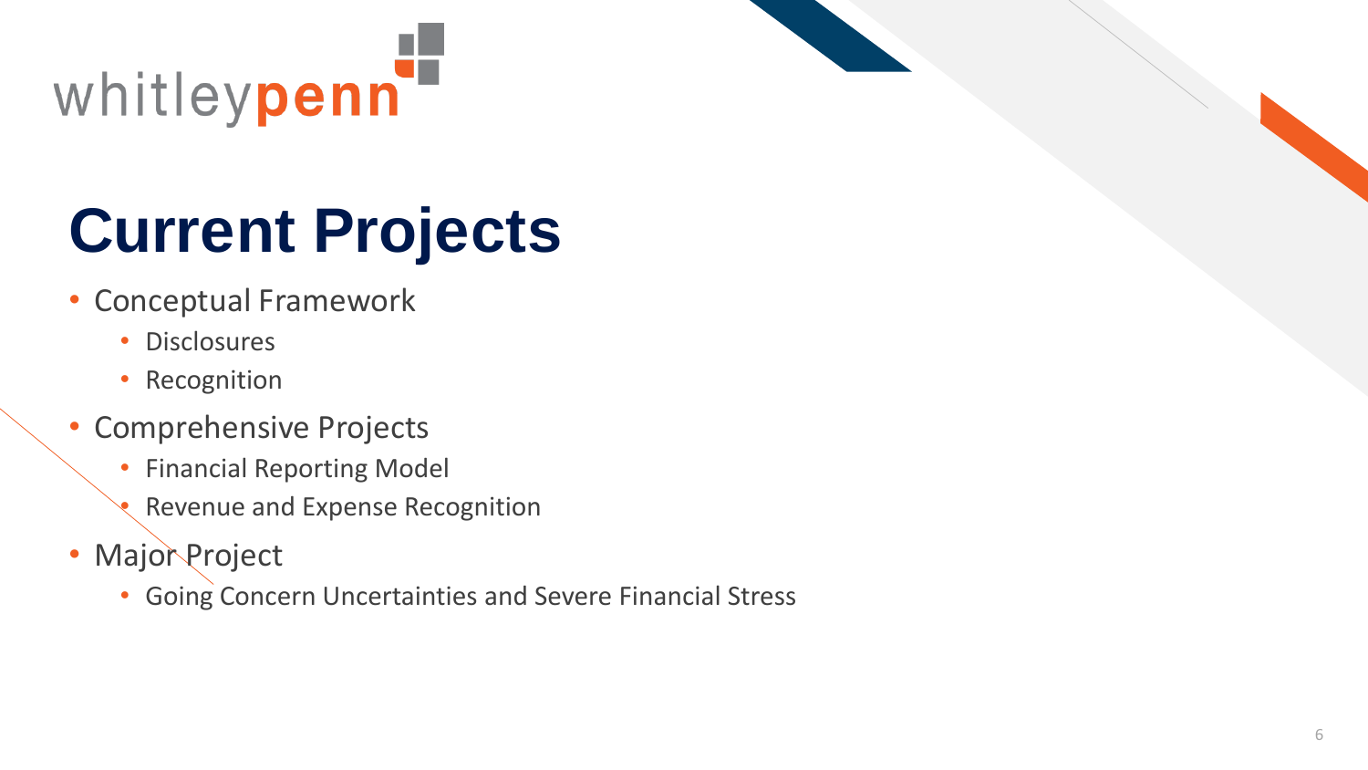# Current Projects

- Conceptual Framework
  - Disclosures
  - Recognition
- Comprehensive Projects
  - Financial Reporting Model
  - Revenue and Expense Recognition
- Major Project
  - Going Concern Uncertainties and Severe Financial Stress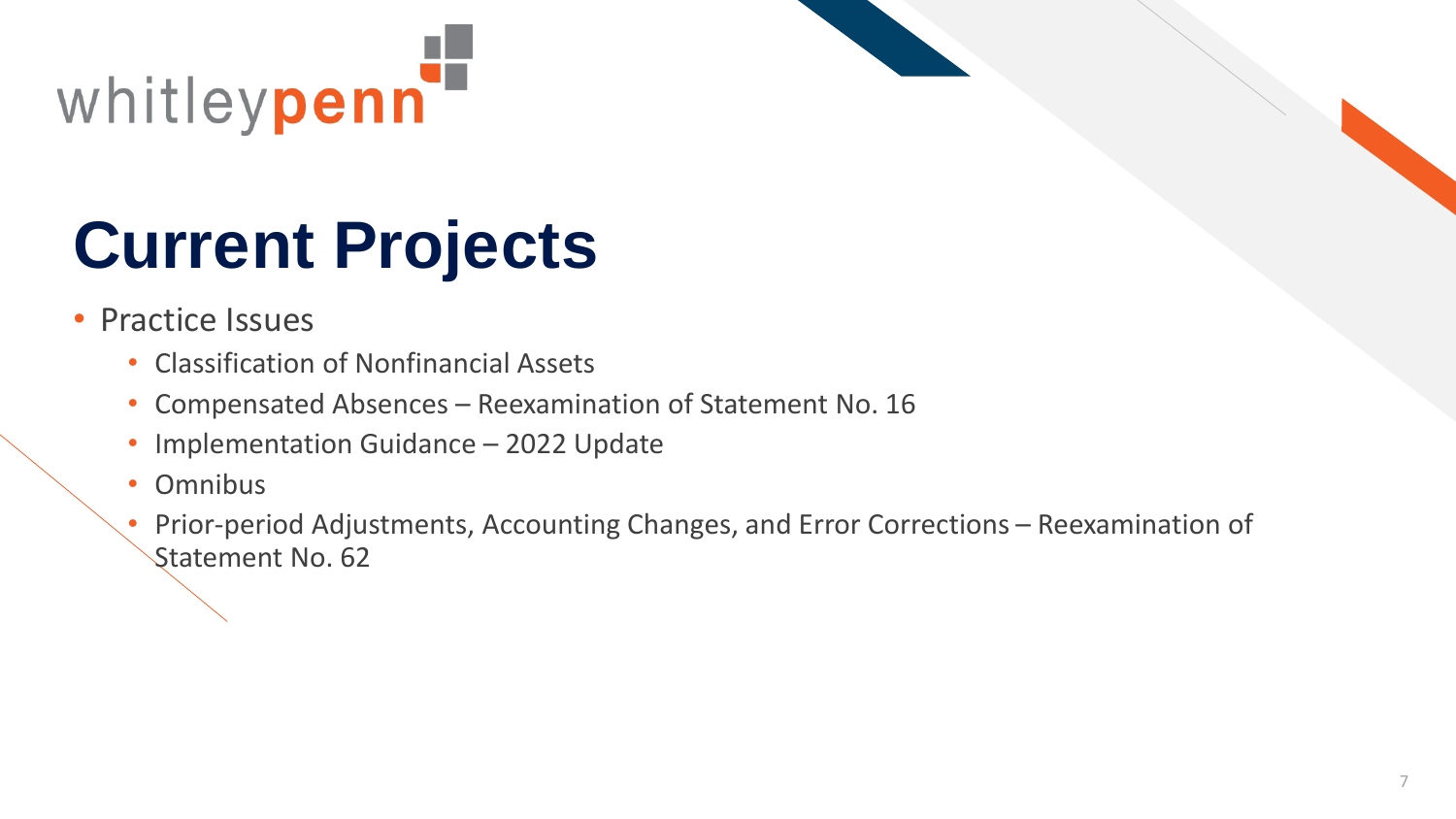# Current Projects

- Practice Issues
  - Classification of Nonfinancial Assets
  - Compensated Absences – Reexamination of Statement No. 16
  - Implementation Guidance – 2022 Update
  - Omnibus
  - Prior-period Adjustments, Accounting Changes, and Error Corrections – Reexamination of Statement No. 62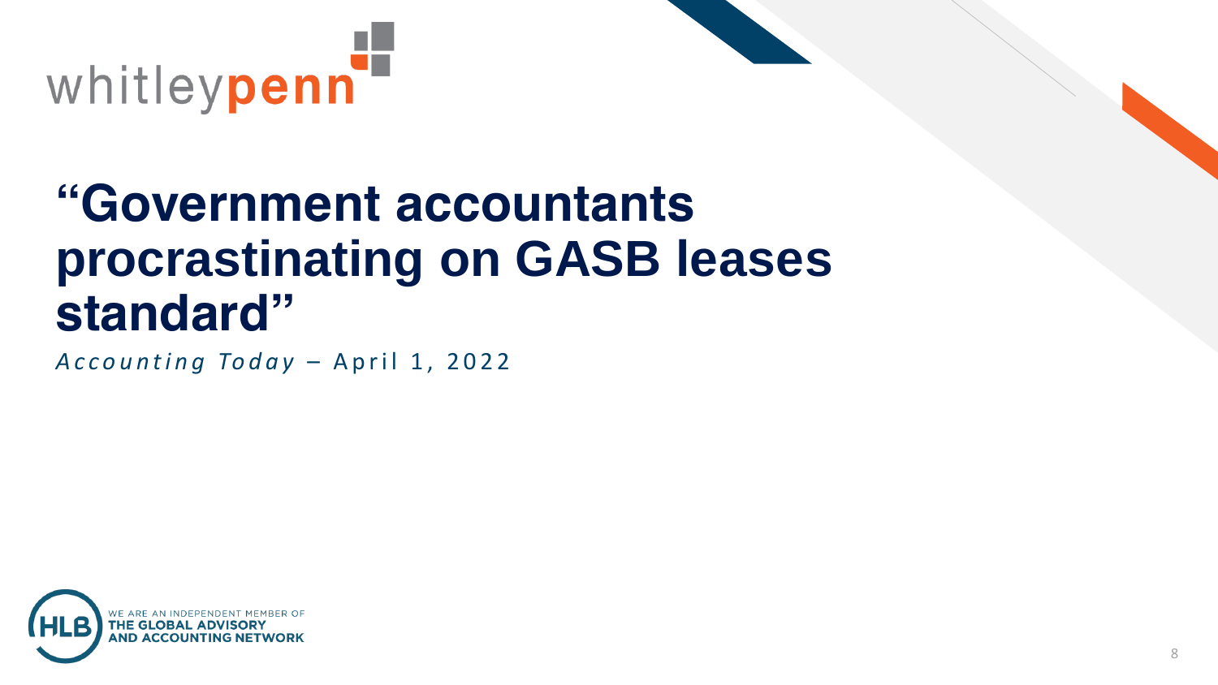# "Government accountants procrastinating on GASB leases standard"

*Accounting Today* – April 1, 2022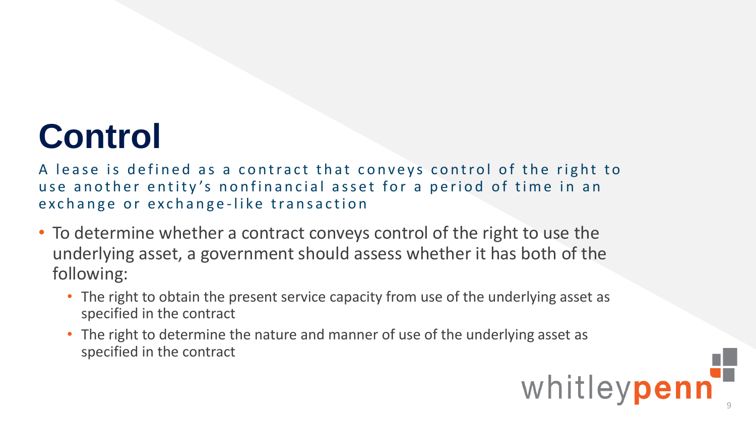# Control

A lease is defined as a contract that conveys control of the right to use another entity's nonfinancial asset for a period of time in an exchange or exchange-like transaction

- To determine whether a contract conveys control of the right to use the underlying asset, a government should assess whether it has both of the following:
  - The right to obtain the present service capacity from use of the underlying asset as specified in the contract
  - The right to determine the nature and manner of use of the underlying asset as specified in the contract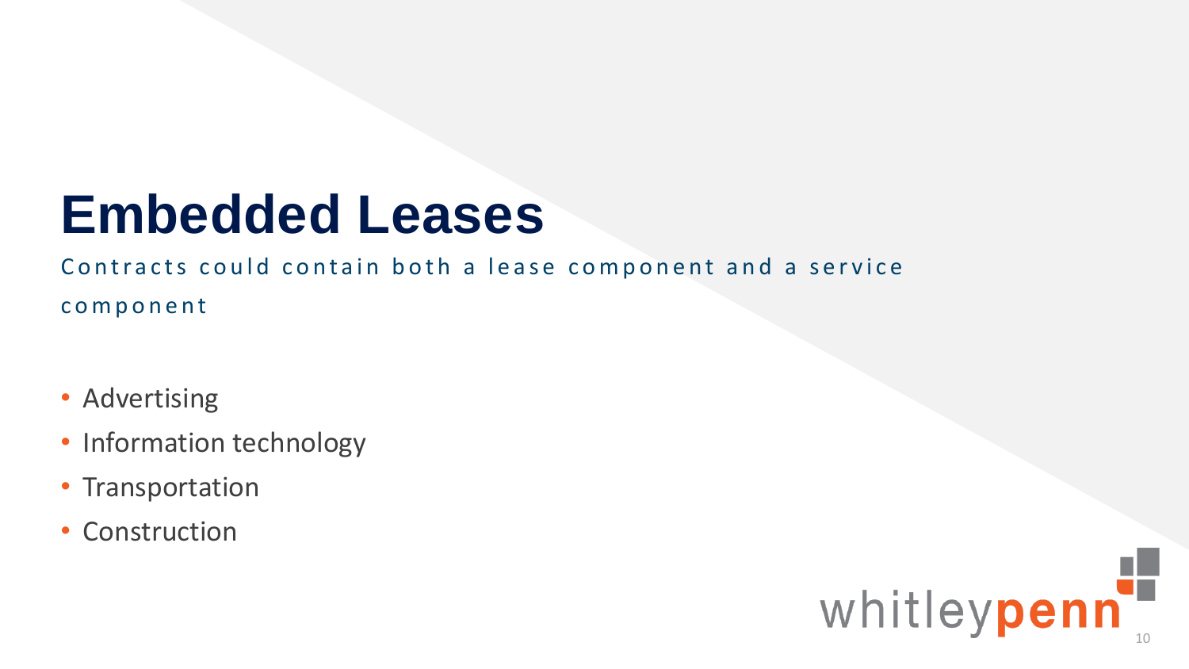# Embedded Leases

Contracts could contain both a lease component and a service component

- Advertising
- Information technology
- Transportation
- Construction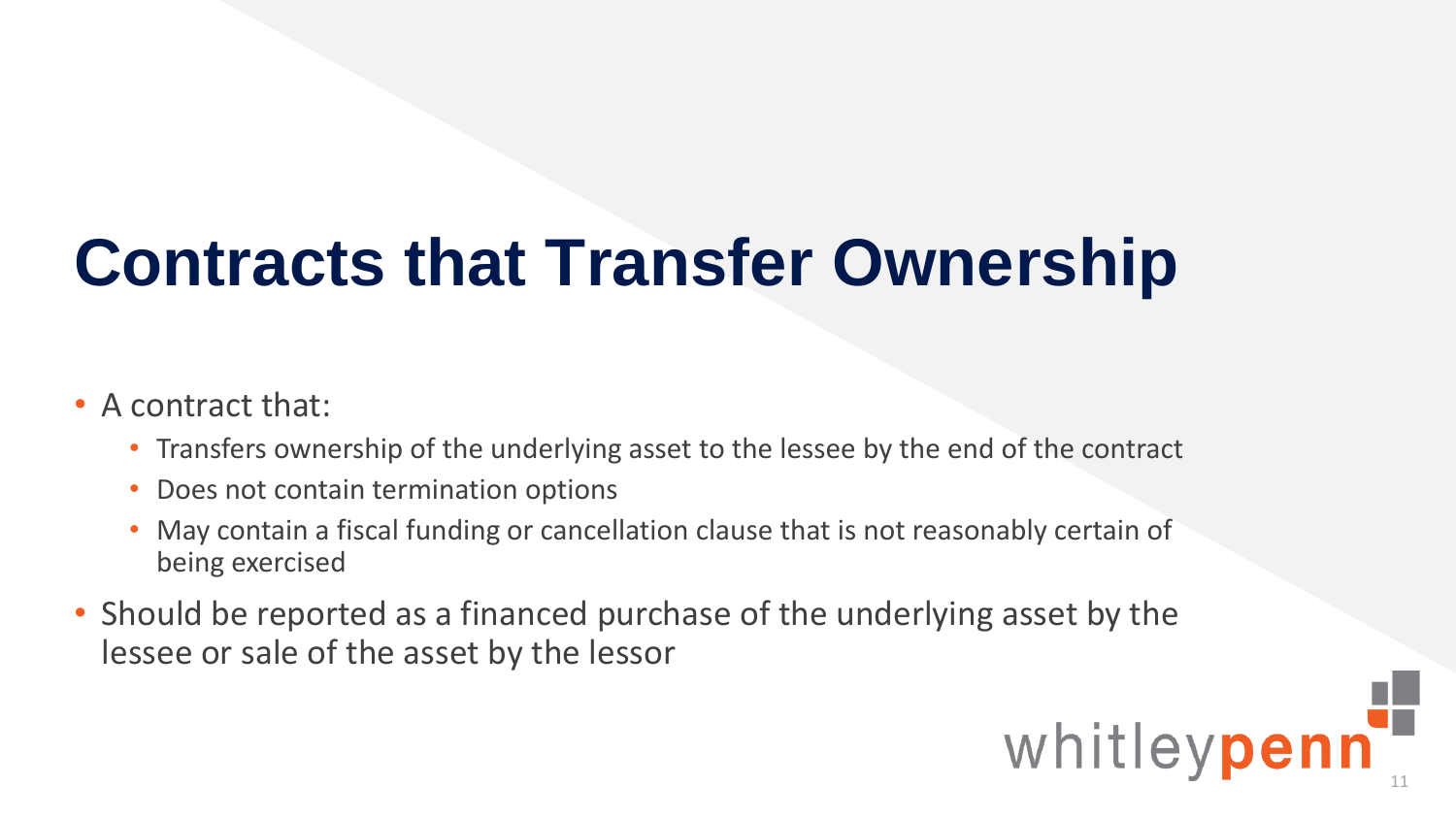# Contracts that Transfer Ownership

- A contract that:
  - Transfers ownership of the underlying asset to the lessee by the end of the contract
  - Does not contain termination options
  - May contain a fiscal funding or cancellation clause that is not reasonably certain of being exercised
- Should be reported as a financed purchase of the underlying asset by the lessee or sale of the asset by the lessor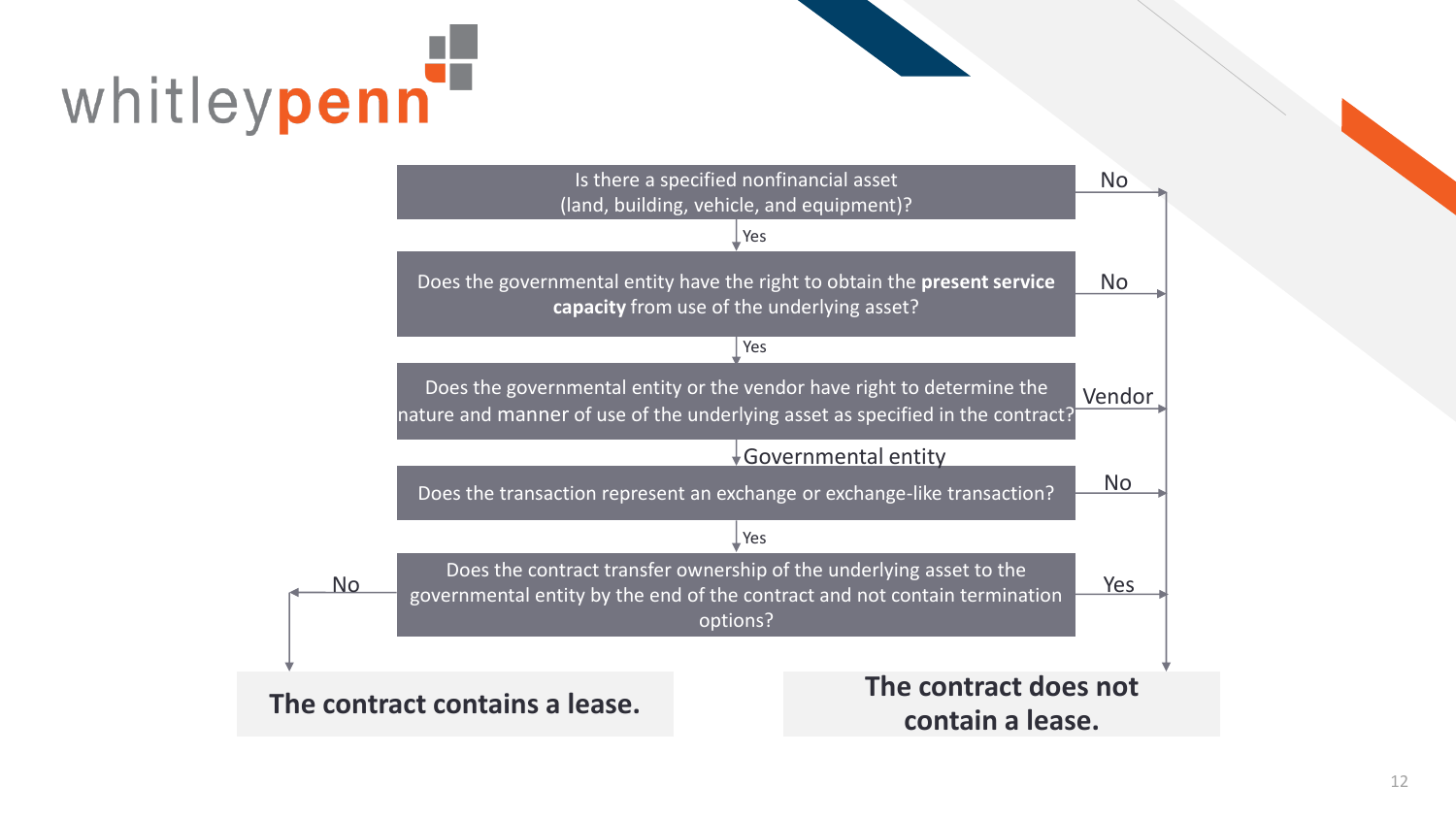**Is there a specified nonfinancial asset (land, building, vehicle, and equipment)?**

- No → The contract does not contain a lease.
- Yes ↓

**Does the governmental entity have the right to obtain the present service capacity from use of the underlying asset?**

- No → The contract does not contain a lease.
- Yes ↓

**Does the governmental entity or the vendor have right to determine the nature and manner of use of the underlying asset as specified in the contract?**

- Vendor → The contract does not contain a lease.
- Governmental entity ↓

**Does the transaction represent an exchange or exchange-like transaction?**

- No → The contract does not contain a lease.
- Yes ↓

**Does the contract transfer ownership of the underlying asset to the governmental entity by the end of the contract and not contain termination options?**

- Yes → The contract does not contain a lease.
- No → The contract contains a lease.

**The contract contains a lease.**

**The contract does not contain a lease.**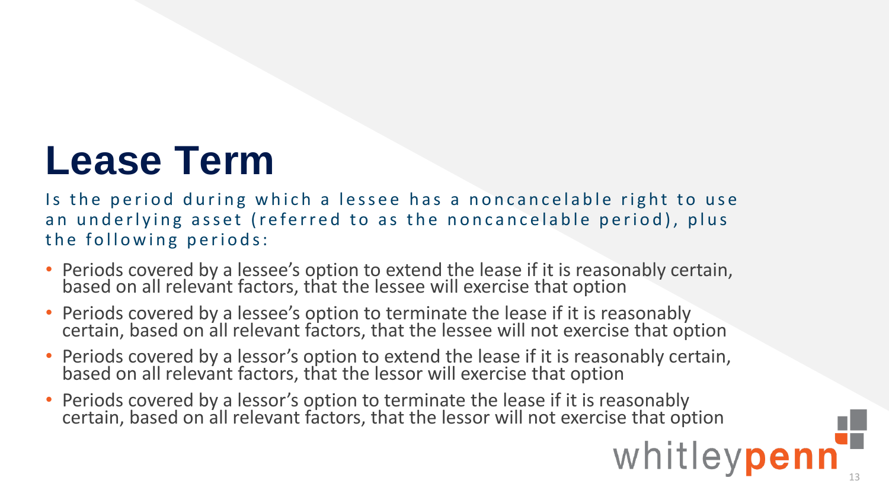# Lease Term

Is the period during which a lessee has a noncancelable right to use an underlying asset (referred to as the noncancelable period), plus the following periods:

- Periods covered by a lessee's option to extend the lease if it is reasonably certain, based on all relevant factors, that the lessee will exercise that option
- Periods covered by a lessee's option to terminate the lease if it is reasonably certain, based on all relevant factors, that the lessee will not exercise that option
- Periods covered by a lessor's option to extend the lease if it is reasonably certain, based on all relevant factors, that the lessor will exercise that option
- Periods covered by a lessor's option to terminate the lease if it is reasonably certain, based on all relevant factors, that the lessor will not exercise that option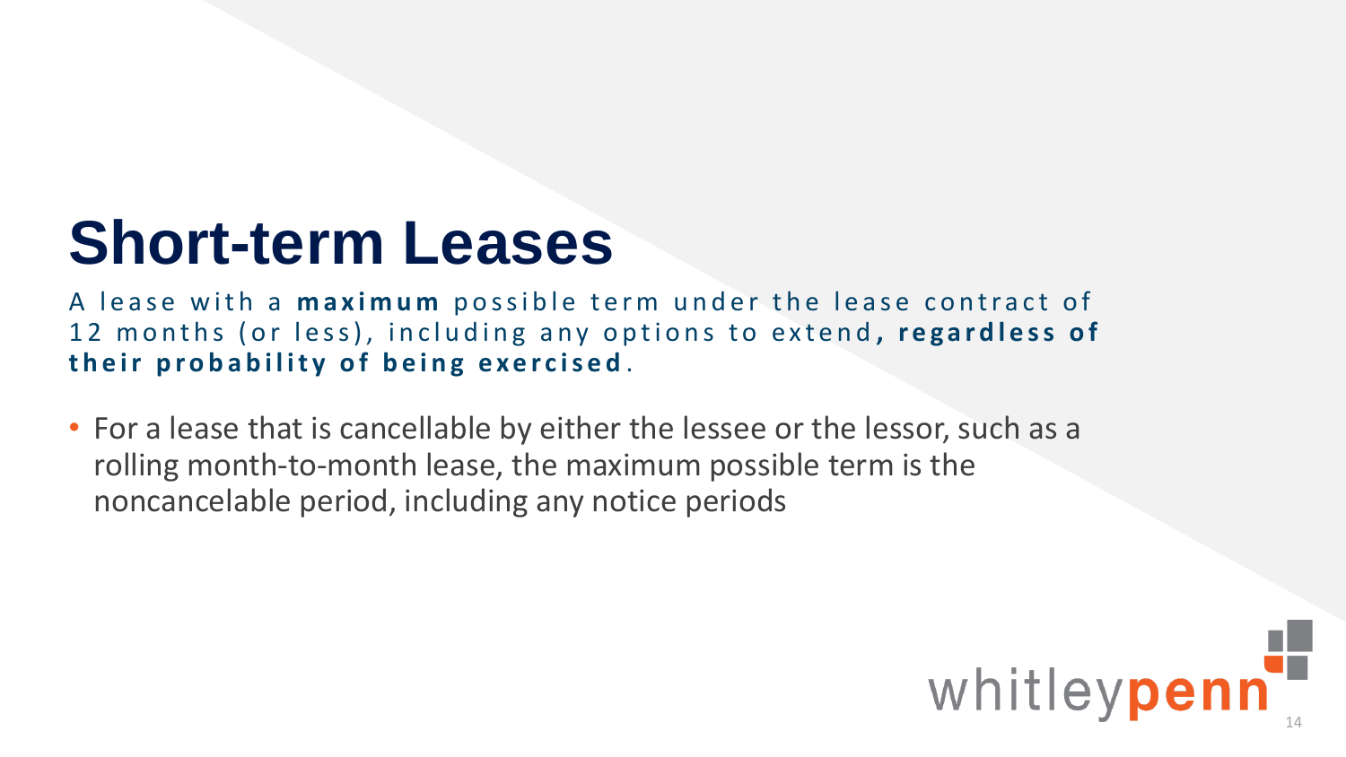# Short-term Leases

A lease with a **maximum** possible term under the lease contract of 12 months (or less), including any options to extend**, regardless of their probability of being exercised**.

- For a lease that is cancellable by either the lessee or the lessor, such as a rolling month-to-month lease, the maximum possible term is the noncancelable period, including any notice periods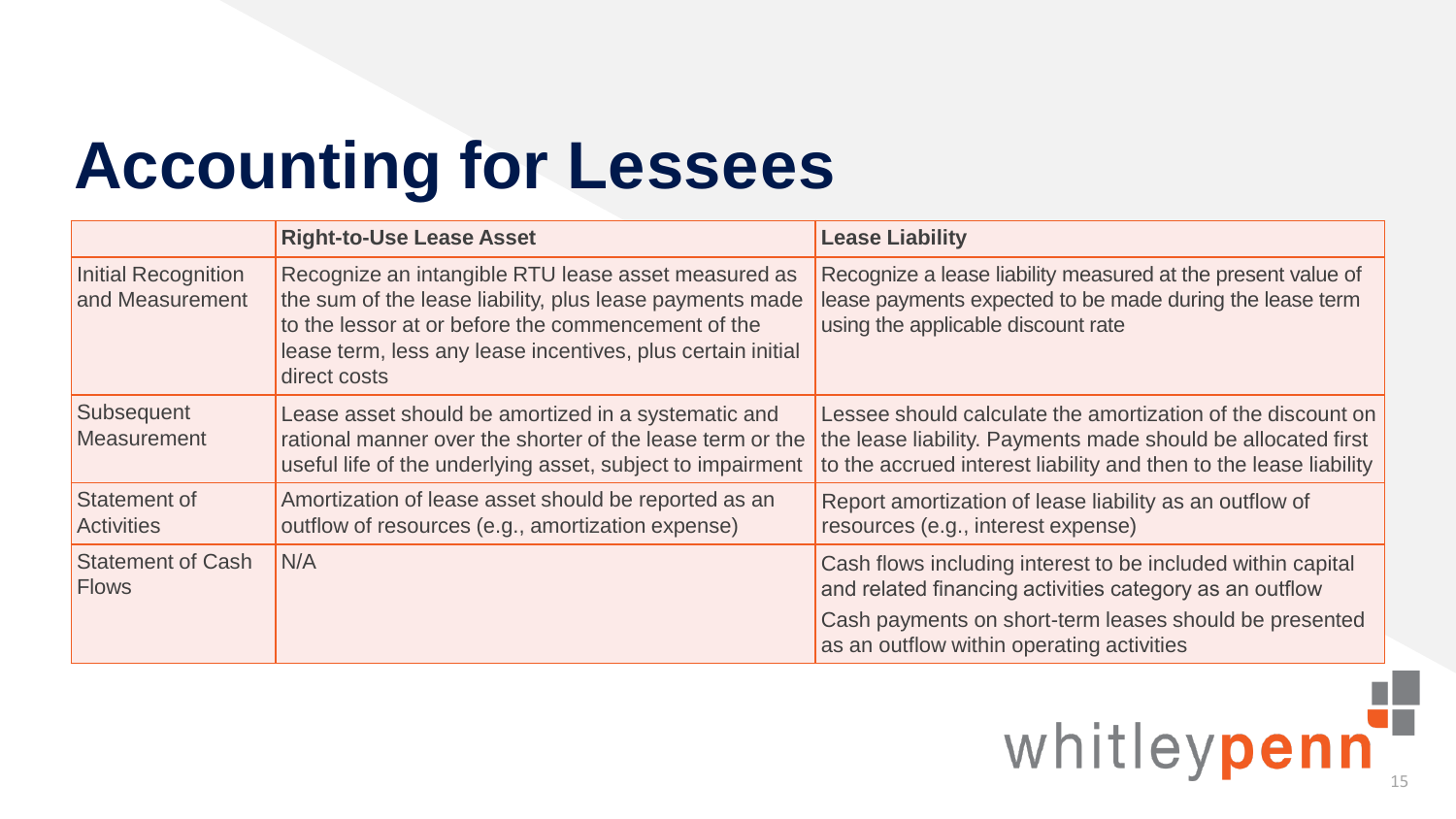# Accounting for Lessees

| | **Right-to-Use Lease Asset** | **Lease Liability** |
|---|---|---|
| Initial Recognition and Measurement | Recognize an intangible RTU lease asset measured as the sum of the lease liability, plus lease payments made to the lessor at or before the commencement of the lease term, less any lease incentives, plus certain initial direct costs | Recognize a lease liability measured at the present value of lease payments expected to be made during the lease term using the applicable discount rate |
| Subsequent Measurement | Lease asset should be amortized in a systematic and rational manner over the shorter of the lease term or the useful life of the underlying asset, subject to impairment | Lessee should calculate the amortization of the discount on the lease liability. Payments made should be allocated first to the accrued interest liability and then to the lease liability |
| Statement of Activities | Amortization of lease asset should be reported as an outflow of resources (e.g., amortization expense) | Report amortization of lease liability as an outflow of resources (e.g., interest expense) |
| Statement of Cash Flows | N/A | Cash flows including interest to be included within capital and related financing activities category as an outflow<br>Cash payments on short-term leases should be presented as an outflow within operating activities |

whitleypenn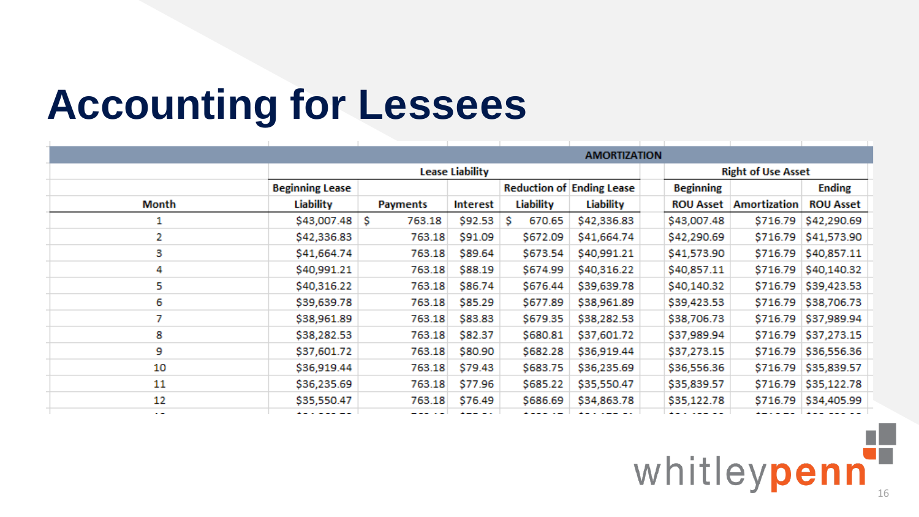# Accounting for Lessees

| AMORTIZATION | | | | | | | | |
|---|---|---|---|---|---|---|---|---|
| | Lease Liability | | | | | Right of Use Asset | | |
| Month | Beginning Lease Liability | Payments | Interest | Reduction of Liability | Ending Lease Liability | Beginning ROU Asset | Amortization | Ending ROU Asset |
| 1 | $43,007.48 | $ 763.18 | $92.53 | $ 670.65 | $42,336.83 | $43,007.48 | $716.79 | $42,290.69 |
| 2 | $42,336.83 | 763.18 | $91.09 | $672.09 | $41,664.74 | $42,290.69 | $716.79 | $41,573.90 |
| 3 | $41,664.74 | 763.18 | $89.64 | $673.54 | $40,991.21 | $41,573.90 | $716.79 | $40,857.11 |
| 4 | $40,991.21 | 763.18 | $88.19 | $674.99 | $40,316.22 | $40,857.11 | $716.79 | $40,140.32 |
| 5 | $40,316.22 | 763.18 | $86.74 | $676.44 | $39,639.78 | $40,140.32 | $716.79 | $39,423.53 |
| 6 | $39,639.78 | 763.18 | $85.29 | $677.89 | $38,961.89 | $39,423.53 | $716.79 | $38,706.73 |
| 7 | $38,961.89 | 763.18 | $83.83 | $679.35 | $38,282.53 | $38,706.73 | $716.79 | $37,989.94 |
| 8 | $38,282.53 | 763.18 | $82.37 | $680.81 | $37,601.72 | $37,989.94 | $716.79 | $37,273.15 |
| 9 | $37,601.72 | 763.18 | $80.90 | $682.28 | $36,919.44 | $37,273.15 | $716.79 | $36,556.36 |
| 10 | $36,919.44 | 763.18 | $79.43 | $683.75 | $36,235.69 | $36,556.36 | $716.79 | $35,839.57 |
| 11 | $36,235.69 | 763.18 | $77.96 | $685.22 | $35,550.47 | $35,839.57 | $716.79 | $35,122.78 |
| 12 | $35,550.47 | 763.18 | $76.49 | $686.69 | $34,863.78 | $35,122.78 | $716.79 | $34,405.99 |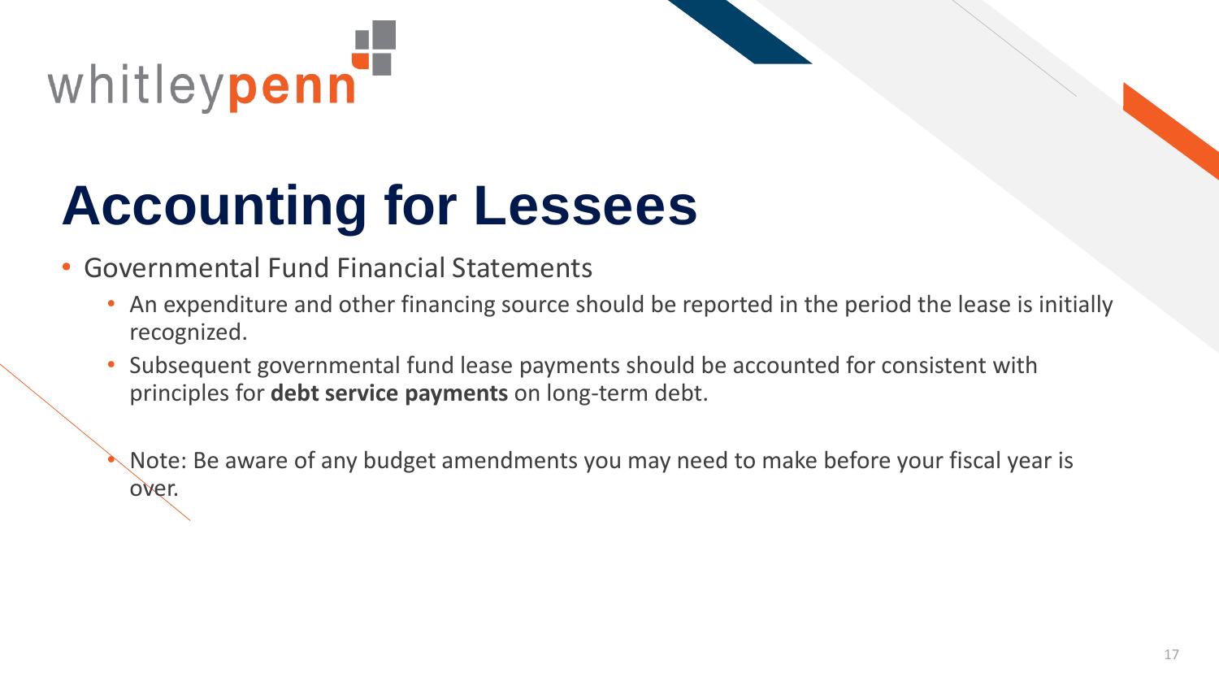# Accounting for Lessees

- Governmental Fund Financial Statements
  - An expenditure and other financing source should be reported in the period the lease is initially recognized.
  - Subsequent governmental fund lease payments should be accounted for consistent with principles for **debt service payments** on long-term debt.
  - Note: Be aware of any budget amendments you may need to make before your fiscal year is over.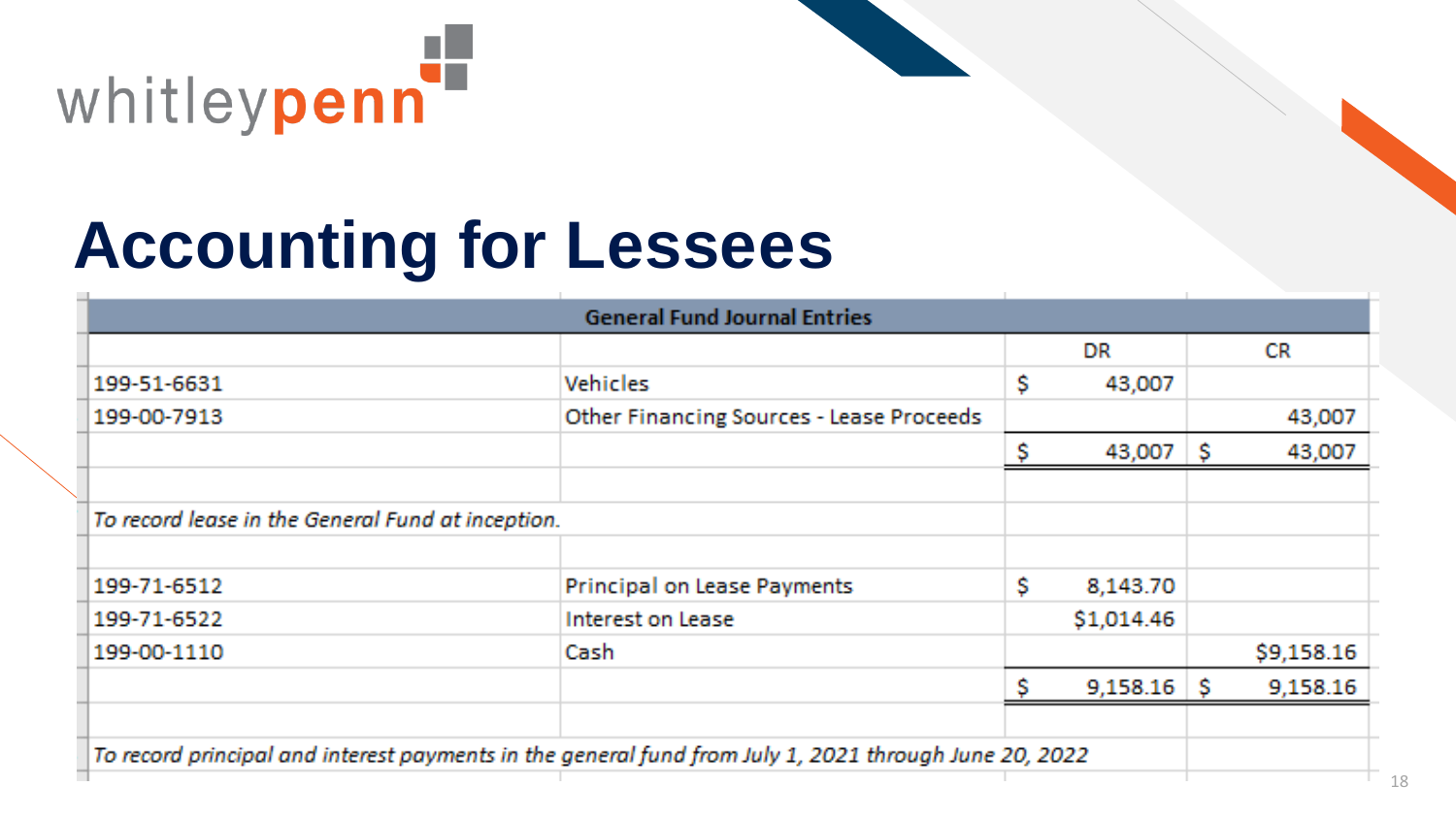# Accounting for Lessees

| General Fund Journal Entries | | | |
|---|---|---|---|
| | | DR | CR |
| 199-51-6631 | Vehicles | $ 43,007 | |
| 199-00-7913 | Other Financing Sources - Lease Proceeds | | 43,007 |
| | | $ 43,007 | $ 43,007 |
| | | | |
| *To record lease in the General Fund at inception.* | | | |
| | | | |
| 199-71-6512 | Principal on Lease Payments | $ 8,143.70 | |
| 199-71-6522 | Interest on Lease | $1,014.46 | |
| 199-00-1110 | Cash | | $9,158.16 |
| | | $ 9,158.16 | $ 9,158.16 |
| | | | |
| *To record principal and interest payments in the general fund from July 1, 2021 through June 20, 2022* | | | |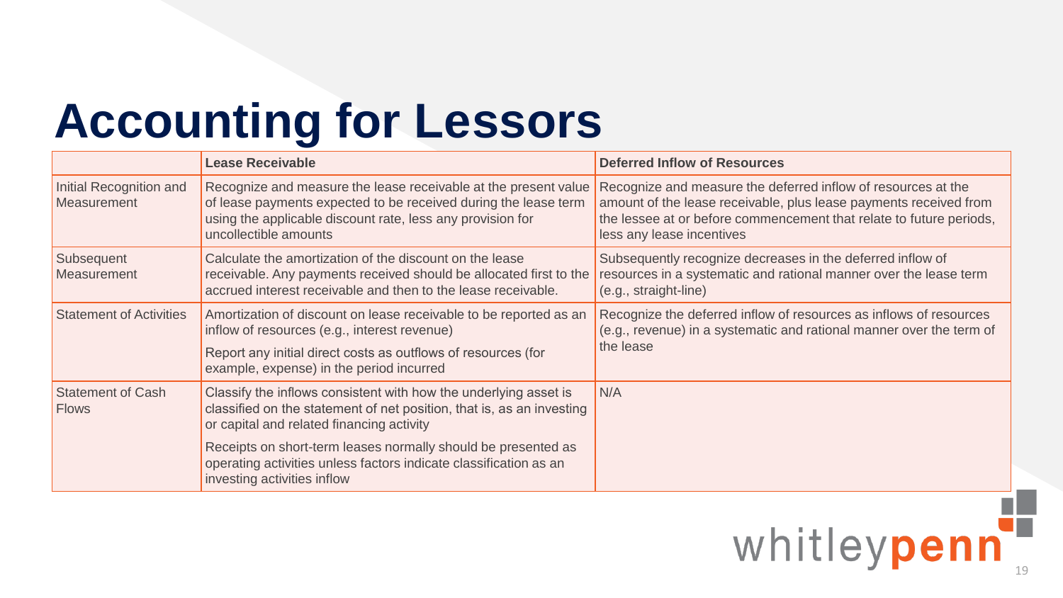# Accounting for Lessors

| | Lease Receivable | Deferred Inflow of Resources |
|---|---|---|
| Initial Recognition and Measurement | Recognize and measure the lease receivable at the present value of lease payments expected to be received during the lease term using the applicable discount rate, less any provision for uncollectible amounts | Recognize and measure the deferred inflow of resources at the amount of the lease receivable, plus lease payments received from the lessee at or before commencement that relate to future periods, less any lease incentives |
| Subsequent Measurement | Calculate the amortization of the discount on the lease receivable. Any payments received should be allocated first to the accrued interest receivable and then to the lease receivable. | Subsequently recognize decreases in the deferred inflow of resources in a systematic and rational manner over the lease term (e.g., straight-line) |
| Statement of Activities | Amortization of discount on lease receivable to be reported as an inflow of resources (e.g., interest revenue)<br><br>Report any initial direct costs as outflows of resources (for example, expense) in the period incurred | Recognize the deferred inflow of resources as inflows of resources (e.g., revenue) in a systematic and rational manner over the term of the lease |
| Statement of Cash Flows | Classify the inflows consistent with how the underlying asset is classified on the statement of net position, that is, as an investing or capital and related financing activity<br><br>Receipts on short-term leases normally should be presented as operating activities unless factors indicate classification as an investing activities inflow | N/A |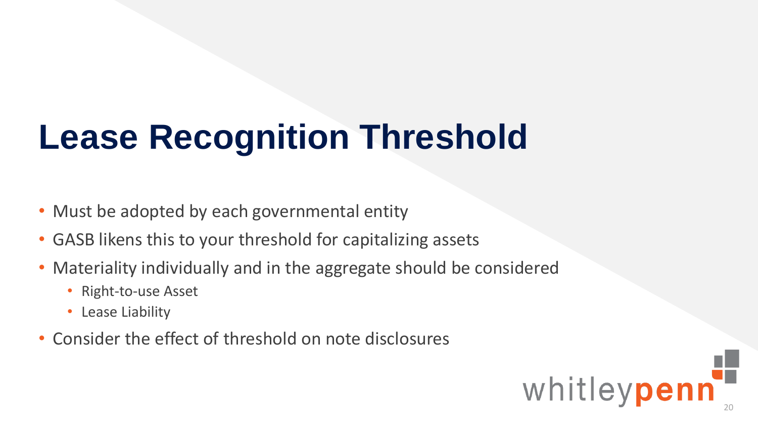# Lease Recognition Threshold

- Must be adopted by each governmental entity
- GASB likens this to your threshold for capitalizing assets
- Materiality individually and in the aggregate should be considered
  - Right-to-use Asset
  - Lease Liability
- Consider the effect of threshold on note disclosures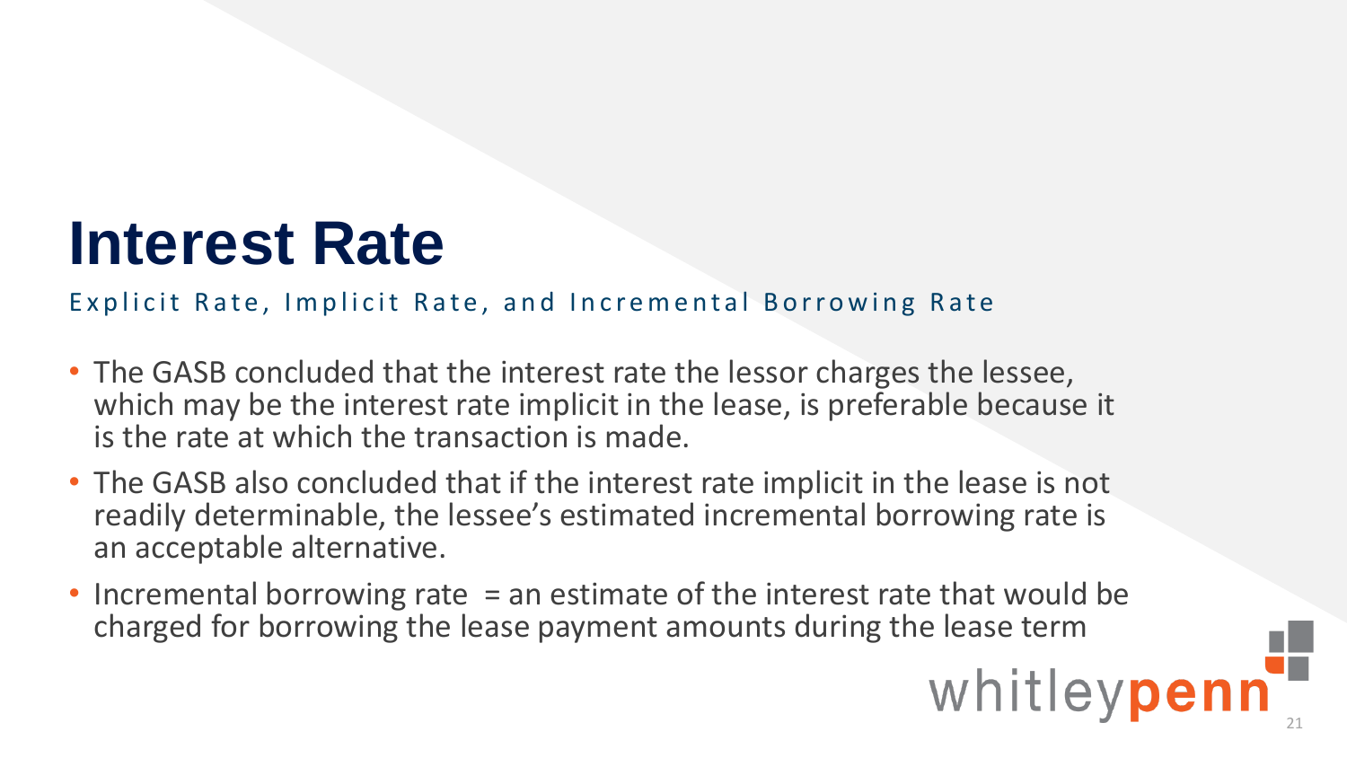# Interest Rate

Explicit Rate, Implicit Rate, and Incremental Borrowing Rate

- The GASB concluded that the interest rate the lessor charges the lessee, which may be the interest rate implicit in the lease, is preferable because it is the rate at which the transaction is made.
- The GASB also concluded that if the interest rate implicit in the lease is not readily determinable, the lessee's estimated incremental borrowing rate is an acceptable alternative.
- Incremental borrowing rate = an estimate of the interest rate that would be charged for borrowing the lease payment amounts during the lease term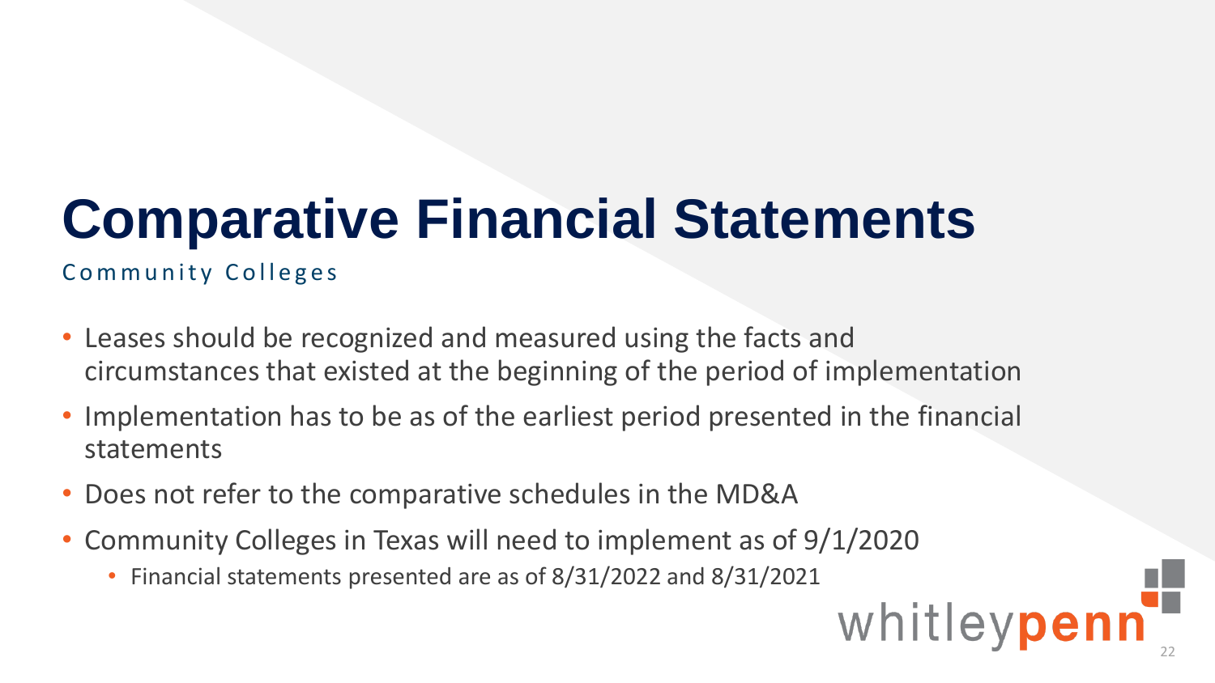# Comparative Financial Statements

Community Colleges

- Leases should be recognized and measured using the facts and circumstances that existed at the beginning of the period of implementation
- Implementation has to be as of the earliest period presented in the financial statements
- Does not refer to the comparative schedules in the MD&A
- Community Colleges in Texas will need to implement as of 9/1/2020
  - Financial statements presented are as of 8/31/2022 and 8/31/2021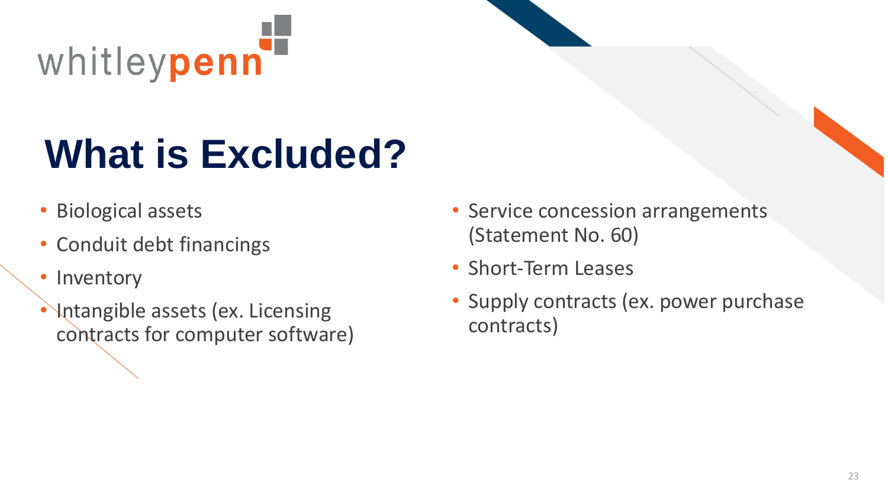# What is Excluded?

- Biological assets
- Conduit debt financings
- Inventory
- Intangible assets (ex. Licensing contracts for computer software)
- Service concession arrangements (Statement No. 60)
- Short-Term Leases
- Supply contracts (ex. power purchase contracts)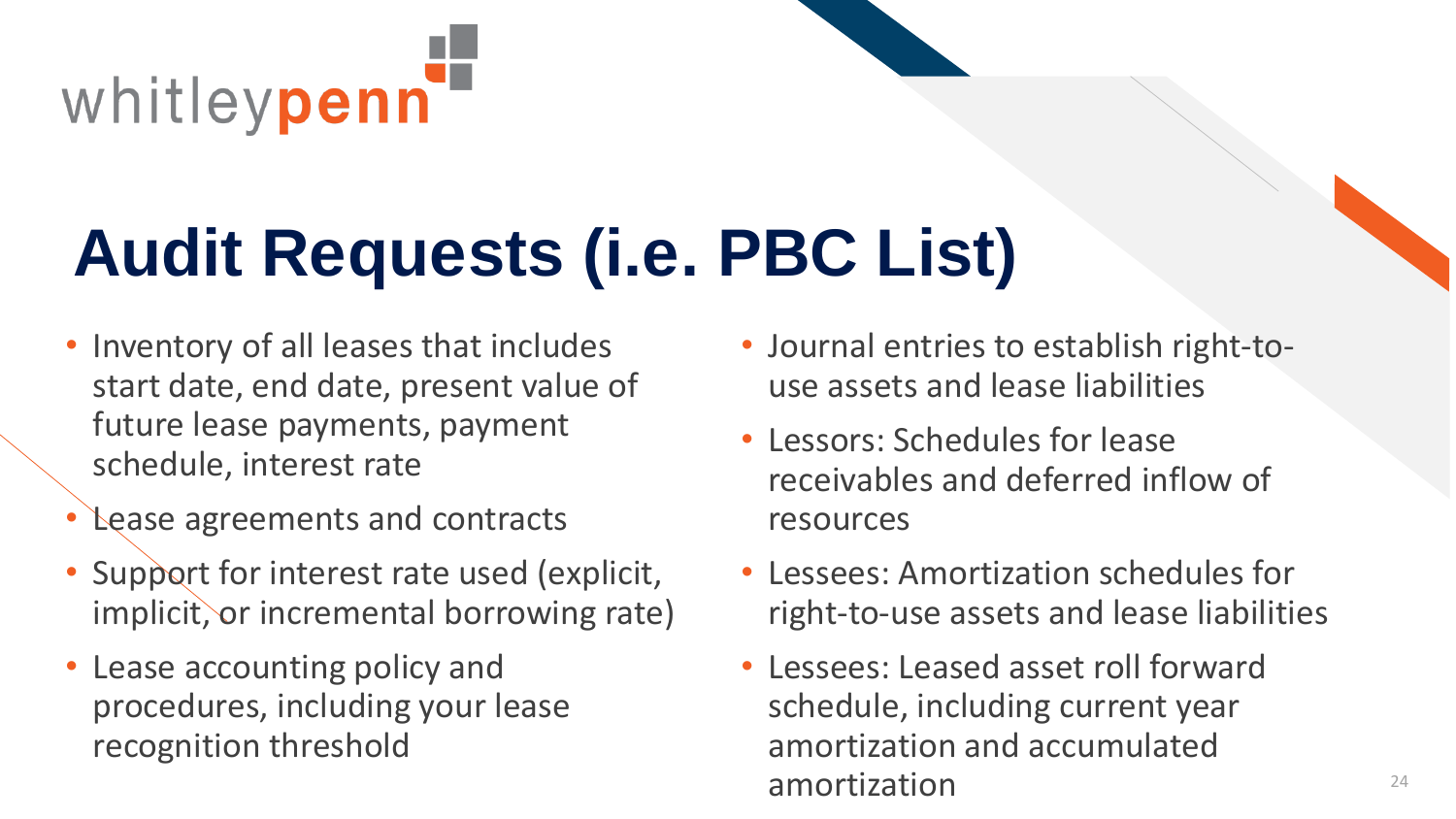whitleypenn

# Audit Requests (i.e. PBC List)

- Inventory of all leases that includes start date, end date, present value of future lease payments, payment schedule, interest rate
- Lease agreements and contracts
- Support for interest rate used (explicit, implicit, or incremental borrowing rate)
- Lease accounting policy and procedures, including your lease recognition threshold
- Journal entries to establish right-to-use assets and lease liabilities
- Lessors: Schedules for lease receivables and deferred inflow of resources
- Lessees: Amortization schedules for right-to-use assets and lease liabilities
- Lessees: Leased asset roll forward schedule, including current year amortization and accumulated amortization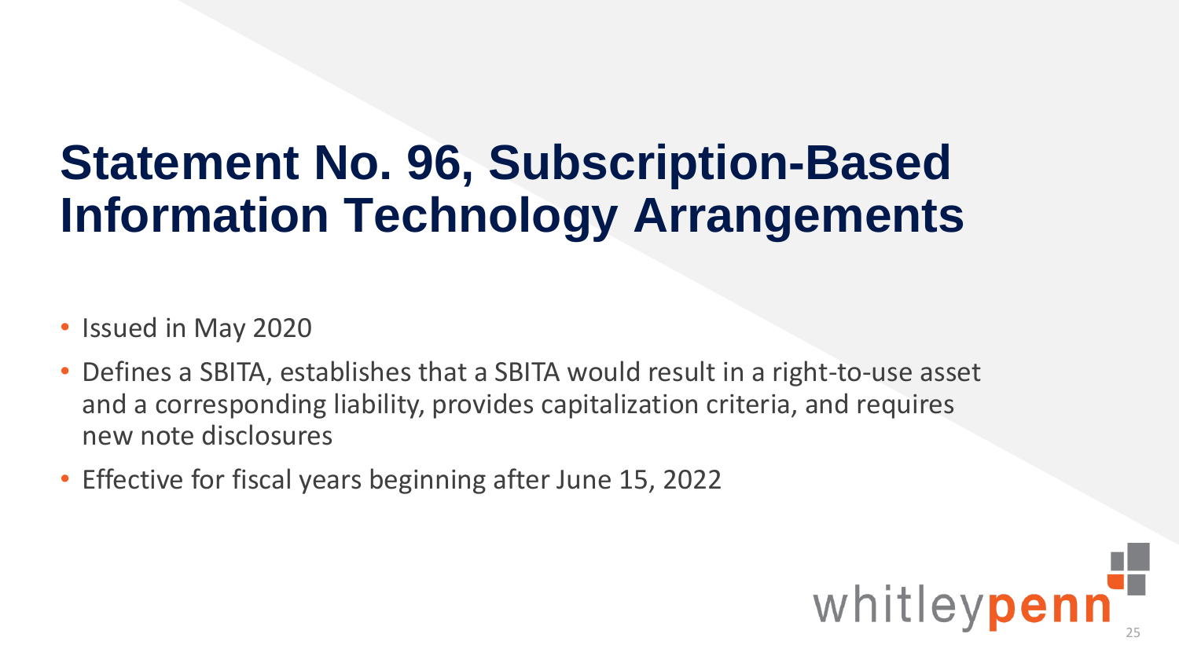# Statement No. 96, Subscription-Based Information Technology Arrangements

- Issued in May 2020
- Defines a SBITA, establishes that a SBITA would result in a right-to-use asset and a corresponding liability, provides capitalization criteria, and requires new note disclosures
- Effective for fiscal years beginning after June 15, 2022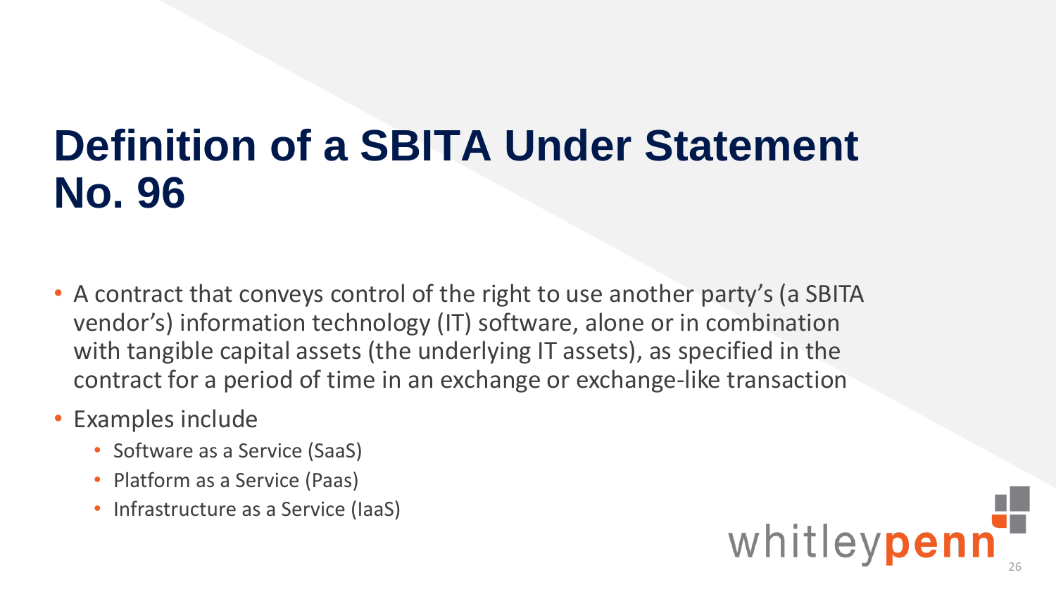# Definition of a SBITA Under Statement No. 96

- A contract that conveys control of the right to use another party's (a SBITA vendor's) information technology (IT) software, alone or in combination with tangible capital assets (the underlying IT assets), as specified in the contract for a period of time in an exchange or exchange-like transaction
- Examples include
  - Software as a Service (SaaS)
  - Platform as a Service (Paas)
  - Infrastructure as a Service (IaaS)

whitleypenn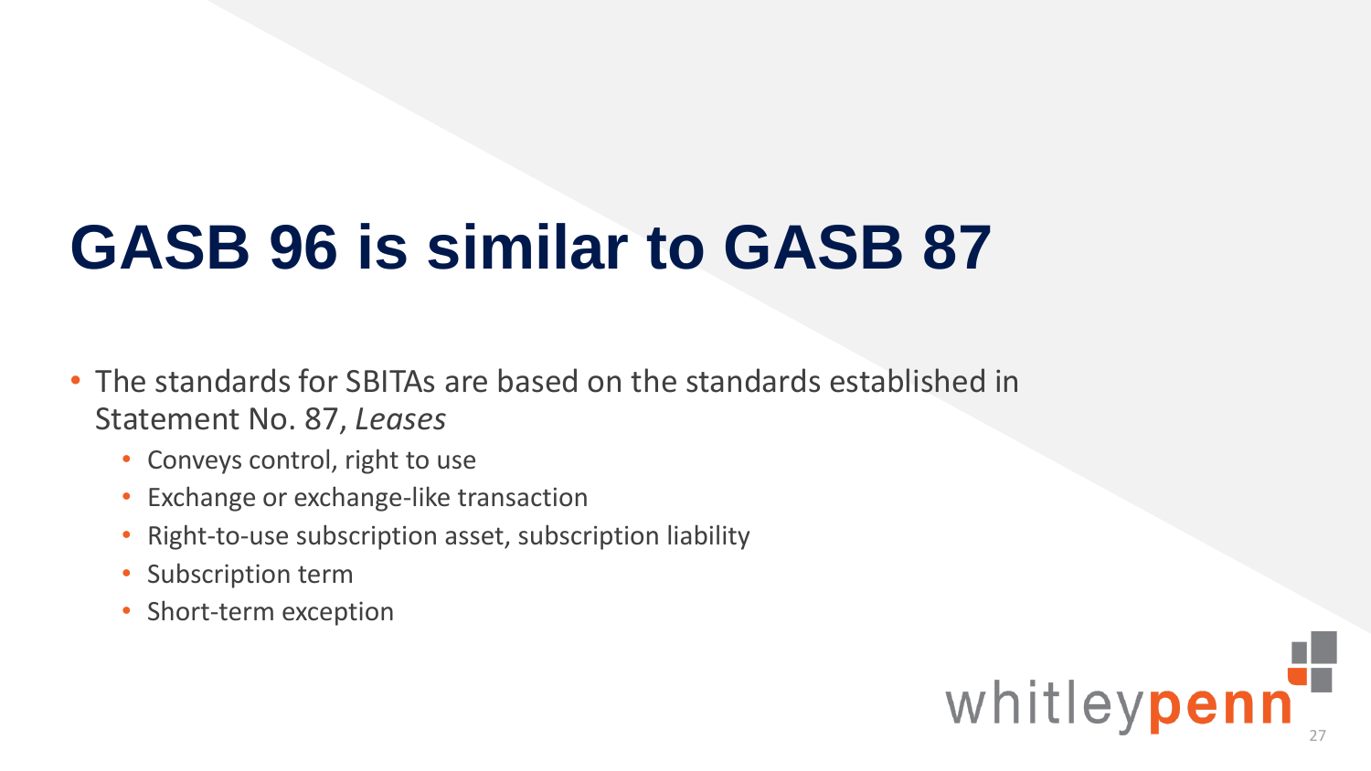# GASB 96 is similar to GASB 87

- The standards for SBITAs are based on the standards established in Statement No. 87, *Leases*
  - Conveys control, right to use
  - Exchange or exchange-like transaction
  - Right-to-use subscription asset, subscription liability
  - Subscription term
  - Short-term exception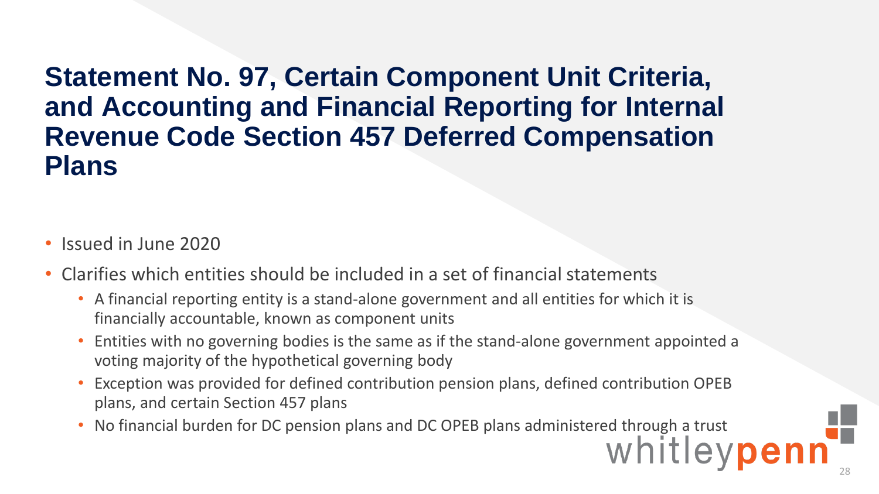# Statement No. 97, Certain Component Unit Criteria, and Accounting and Financial Reporting for Internal Revenue Code Section 457 Deferred Compensation Plans

- Issued in June 2020
- Clarifies which entities should be included in a set of financial statements
  - A financial reporting entity is a stand-alone government and all entities for which it is financially accountable, known as component units
  - Entities with no governing bodies is the same as if the stand-alone government appointed a voting majority of the hypothetical governing body
  - Exception was provided for defined contribution pension plans, defined contribution OPEB plans, and certain Section 457 plans
  - No financial burden for DC pension plans and DC OPEB plans administered through a trust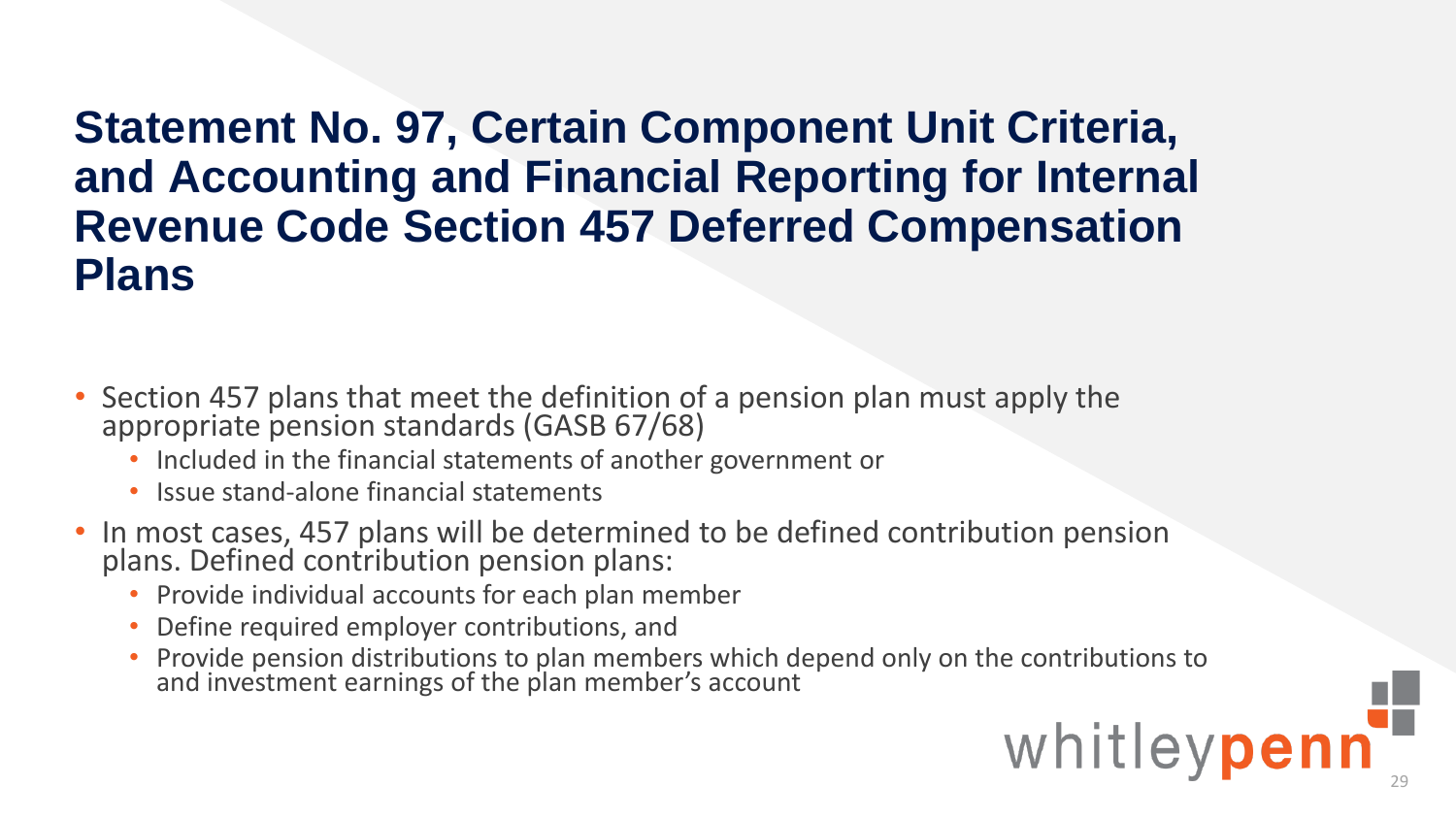# Statement No. 97, Certain Component Unit Criteria, and Accounting and Financial Reporting for Internal Revenue Code Section 457 Deferred Compensation Plans

- Section 457 plans that meet the definition of a pension plan must apply the appropriate pension standards (GASB 67/68)
  - Included in the financial statements of another government or
  - Issue stand-alone financial statements
- In most cases, 457 plans will be determined to be defined contribution pension plans. Defined contribution pension plans:
  - Provide individual accounts for each plan member
  - Define required employer contributions, and
  - Provide pension distributions to plan members which depend only on the contributions to and investment earnings of the plan member's account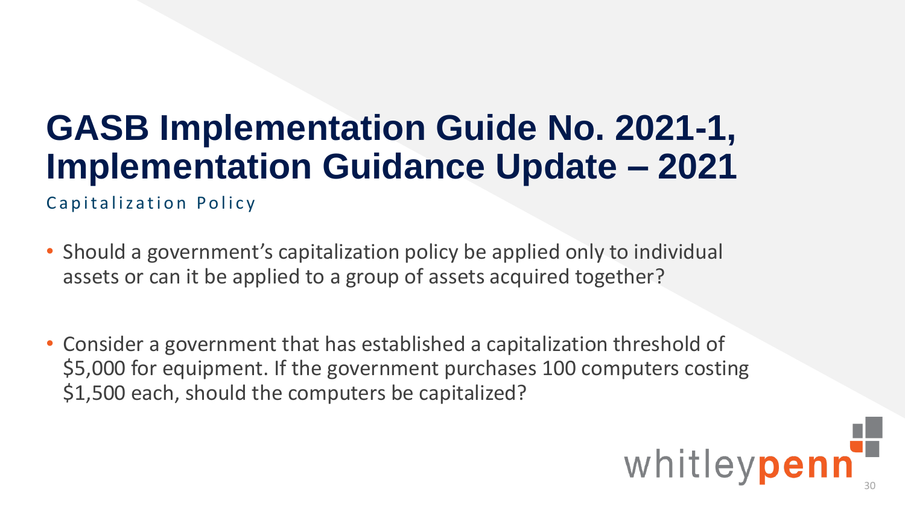# GASB Implementation Guide No. 2021-1, Implementation Guidance Update – 2021

## Capitalization Policy

- Should a government's capitalization policy be applied only to individual assets or can it be applied to a group of assets acquired together?

- Consider a government that has established a capitalization threshold of \$5,000 for equipment. If the government purchases 100 computers costing \$1,500 each, should the computers be capitalized?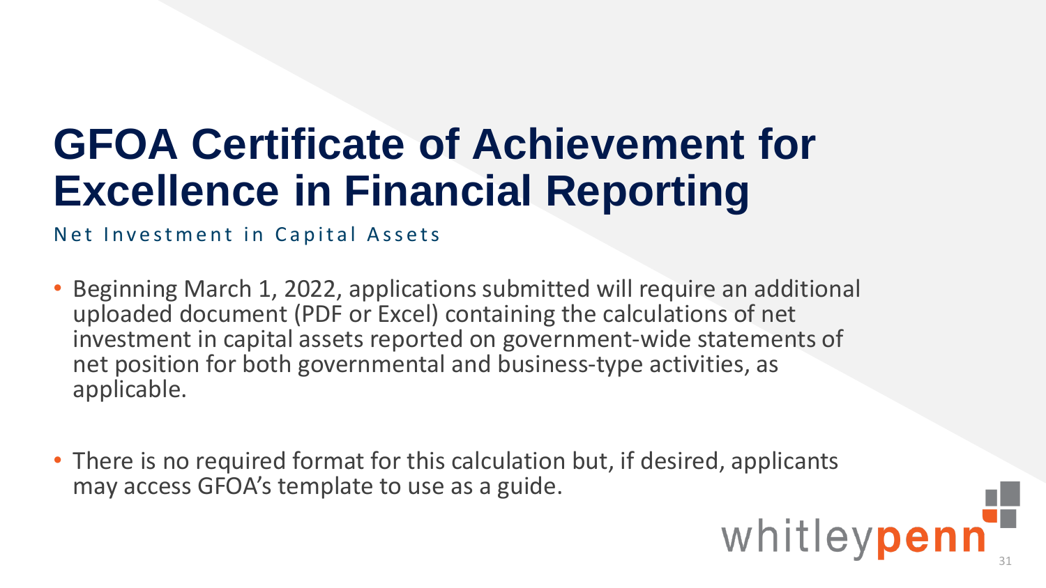# GFOA Certificate of Achievement for Excellence in Financial Reporting

Net Investment in Capital Assets

- Beginning March 1, 2022, applications submitted will require an additional uploaded document (PDF or Excel) containing the calculations of net investment in capital assets reported on government-wide statements of net position for both governmental and business-type activities, as applicable.

- There is no required format for this calculation but, if desired, applicants may access GFOA's template to use as a guide.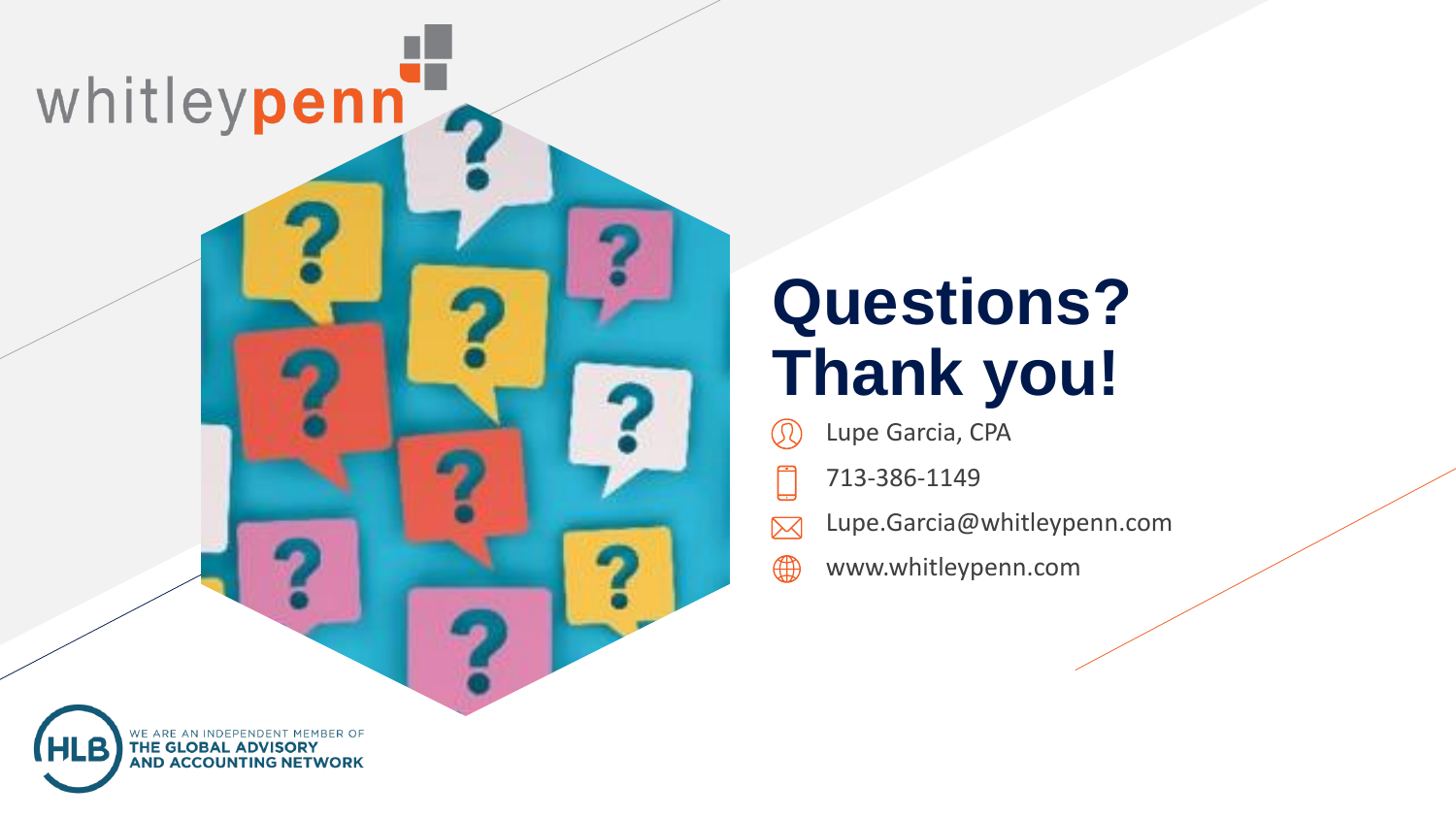whitleypenn

# Questions?
# Thank you!

- Lupe Garcia, CPA
- 713-386-1149
- Lupe.Garcia@whitleypenn.com
- www.whitleypenn.com

HLB — WE ARE AN INDEPENDENT MEMBER OF THE GLOBAL ADVISORY AND ACCOUNTING NETWORK